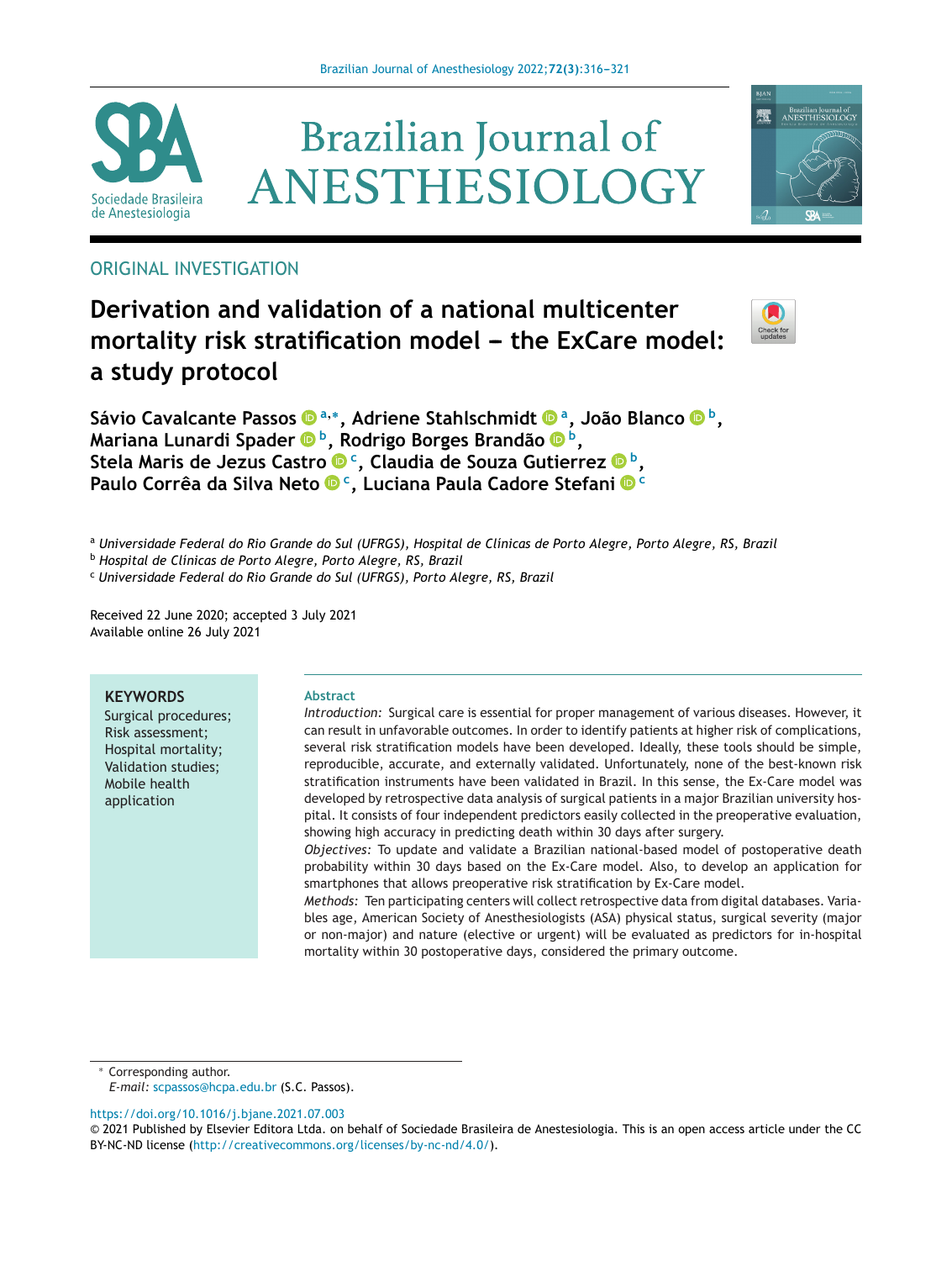ORIGINAL INVESTIGATION

# Derivation and validation of a national multicenter mortality risk stratification model – the ExCare model: a study protocol

**Sávio Cavalcante Passos [a,*], Adriene Stahlschmidt [a], João Blanco [b], Mariana Lunardi Spader [b], Rodrigo Borges Brandão [b], Stela Maris de Jezus Castro [c], Claudia de Souza Gutierrez [b], Paulo Corrêa da Silva Neto [c], Luciana Paula Cadore Stefani [c]**

[a] *Universidade Federal do Rio Grande do Sul (UFRGS), Hospital de Clínicas de Porto Alegre, Porto Alegre, RS, Brazil*
[b] *Hospital de Clínicas de Porto Alegre, Porto Alegre, RS, Brazil*
[c] *Universidade Federal do Rio Grande do Sul (UFRGS), Porto Alegre, RS, Brazil*

Received 22 June 2020; accepted 3 July 2021
Available online 26 July 2021

**KEYWORDS**
Surgical procedures;
Risk assessment;
Hospital mortality;
Validation studies;
Mobile health application

**Abstract**

*Introduction:* Surgical care is essential for proper management of various diseases. However, it can result in unfavorable outcomes. In order to identify patients at higher risk of complications, several risk stratification models have been developed. Ideally, these tools should be simple, reproducible, accurate, and externally validated. Unfortunately, none of the best-known risk stratification instruments have been validated in Brazil. In this sense, the Ex-Care model was developed by retrospective data analysis of surgical patients in a major Brazilian university hospital. It consists of four independent predictors easily collected in the preoperative evaluation, showing high accuracy in predicting death within 30 days after surgery.

*Objectives:* To update and validate a Brazilian national-based model of postoperative death probability within 30 days based on the Ex-Care model. Also, to develop an application for smartphones that allows preoperative risk stratification by Ex-Care model.

*Methods:* Ten participating centers will collect retrospective data from digital databases. Variables age, American Society of Anesthesiologists (ASA) physical status, surgical severity (major or non-major) and nature (elective or urgent) will be evaluated as predictors for in-hospital mortality within 30 postoperative days, considered the primary outcome.

* Corresponding author.
*E-mail:* scpassos@hcpa.edu.br (S.C. Passos).

https://doi.org/10.1016/j.bjane.2021.07.003
© 2021 Published by Elsevier Editora Ltda. on behalf of Sociedade Brasileira de Anestesiologia. This is an open access article under the CC BY-NC-ND license (http://creativecommons.org/licenses/by-nc-nd/4.0/).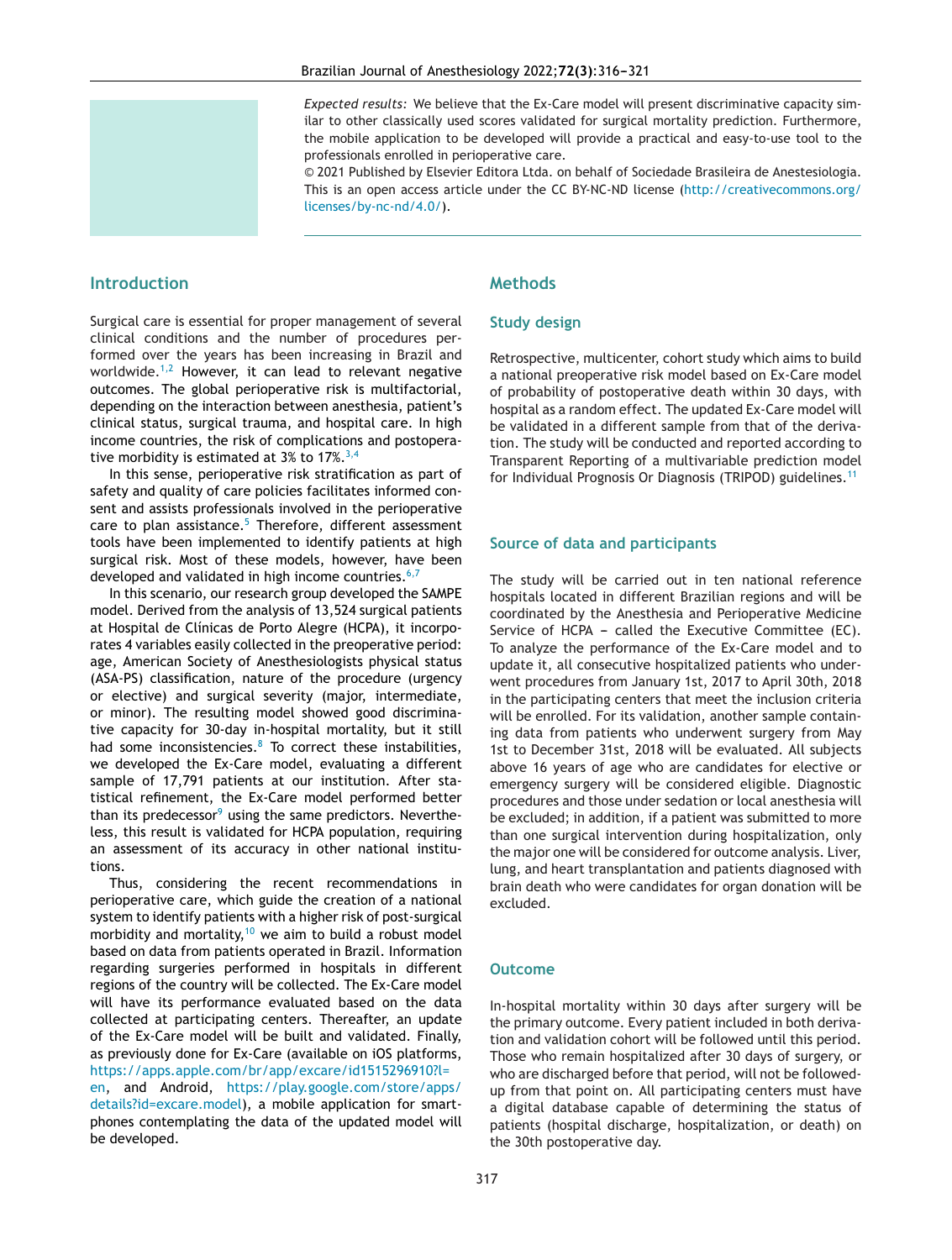*Expected results:* We believe that the Ex-Care model will present discriminative capacity similar to other classically used scores validated for surgical mortality prediction. Furthermore, the mobile application to be developed will provide a practical and easy-to-use tool to the professionals enrolled in perioperative care.

© 2021 Published by Elsevier Editora Ltda. on behalf of Sociedade Brasileira de Anestesiologia. This is an open access article under the CC BY-NC-ND license (http://creativecommons.org/licenses/by-nc-nd/4.0/).

## Introduction

Surgical care is essential for proper management of several clinical conditions and the number of procedures performed over the years has been increasing in Brazil and worldwide.[1,2] However, it can lead to relevant negative outcomes. The global perioperative risk is multifactorial, depending on the interaction between anesthesia, patient's clinical status, surgical trauma, and hospital care. In high income countries, the risk of complications and postoperative morbidity is estimated at 3% to 17%.[3,4]

In this sense, perioperative risk stratification as part of safety and quality of care policies facilitates informed consent and assists professionals involved in the perioperative care to plan assistance.[5] Therefore, different assessment tools have been implemented to identify patients at high surgical risk. Most of these models, however, have been developed and validated in high income countries.[6,7]

In this scenario, our research group developed the SAMPE model. Derived from the analysis of 13,524 surgical patients at Hospital de Clínicas de Porto Alegre (HCPA), it incorporates 4 variables easily collected in the preoperative period: age, American Society of Anesthesiologists physical status (ASA-PS) classification, nature of the procedure (urgency or elective) and surgical severity (major, intermediate, or minor). The resulting model showed good discriminative capacity for 30-day in-hospital mortality, but it still had some inconsistencies.[8] To correct these instabilities, we developed the Ex-Care model, evaluating a different sample of 17,791 patients at our institution. After statistical refinement, the Ex-Care model performed better than its predecessor[9] using the same predictors. Nevertheless, this result is validated for HCPA population, requiring an assessment of its accuracy in other national institutions.

Thus, considering the recent recommendations in perioperative care, which guide the creation of a national system to identify patients with a higher risk of post-surgical morbidity and mortality,[10] we aim to build a robust model based on data from patients operated in Brazil. Information regarding surgeries performed in hospitals in different regions of the country will be collected. The Ex-Care model will have its performance evaluated based on the data collected at participating centers. Thereafter, an update of the Ex-Care model will be built and validated. Finally, as previously done for Ex-Care (available on iOS platforms, https://apps.apple.com/br/app/excare/id1515296910?l=en, and Android, https://play.google.com/store/apps/details?id=excare.model), a mobile application for smartphones contemplating the data of the updated model will be developed.

## Methods

### Study design

Retrospective, multicenter, cohort study which aims to build a national preoperative risk model based on Ex-Care model of probability of postoperative death within 30 days, with hospital as a random effect. The updated Ex-Care model will be validated in a different sample from that of the derivation. The study will be conducted and reported according to Transparent Reporting of a multivariable prediction model for Individual Prognosis Or Diagnosis (TRIPOD) guidelines.[11]

### Source of data and participants

The study will be carried out in ten national reference hospitals located in different Brazilian regions and will be coordinated by the Anesthesia and Perioperative Medicine Service of HCPA – called the Executive Committee (EC). To analyze the performance of the Ex-Care model and to update it, all consecutive hospitalized patients who underwent procedures from January 1st, 2017 to April 30th, 2018 in the participating centers that meet the inclusion criteria will be enrolled. For its validation, another sample containing data from patients who underwent surgery from May 1st to December 31st, 2018 will be evaluated. All subjects above 16 years of age who are candidates for elective or emergency surgery will be considered eligible. Diagnostic procedures and those under sedation or local anesthesia will be excluded; in addition, if a patient was submitted to more than one surgical intervention during hospitalization, only the major one will be considered for outcome analysis. Liver, lung, and heart transplantation and patients diagnosed with brain death who were candidates for organ donation will be excluded.

### Outcome

In-hospital mortality within 30 days after surgery will be the primary outcome. Every patient included in both derivation and validation cohort will be followed until this period. Those who remain hospitalized after 30 days of surgery, or who are discharged before that period, will not be followed-up from that point on. All participating centers must have a digital database capable of determining the status of patients (hospital discharge, hospitalization, or death) on the 30th postoperative day.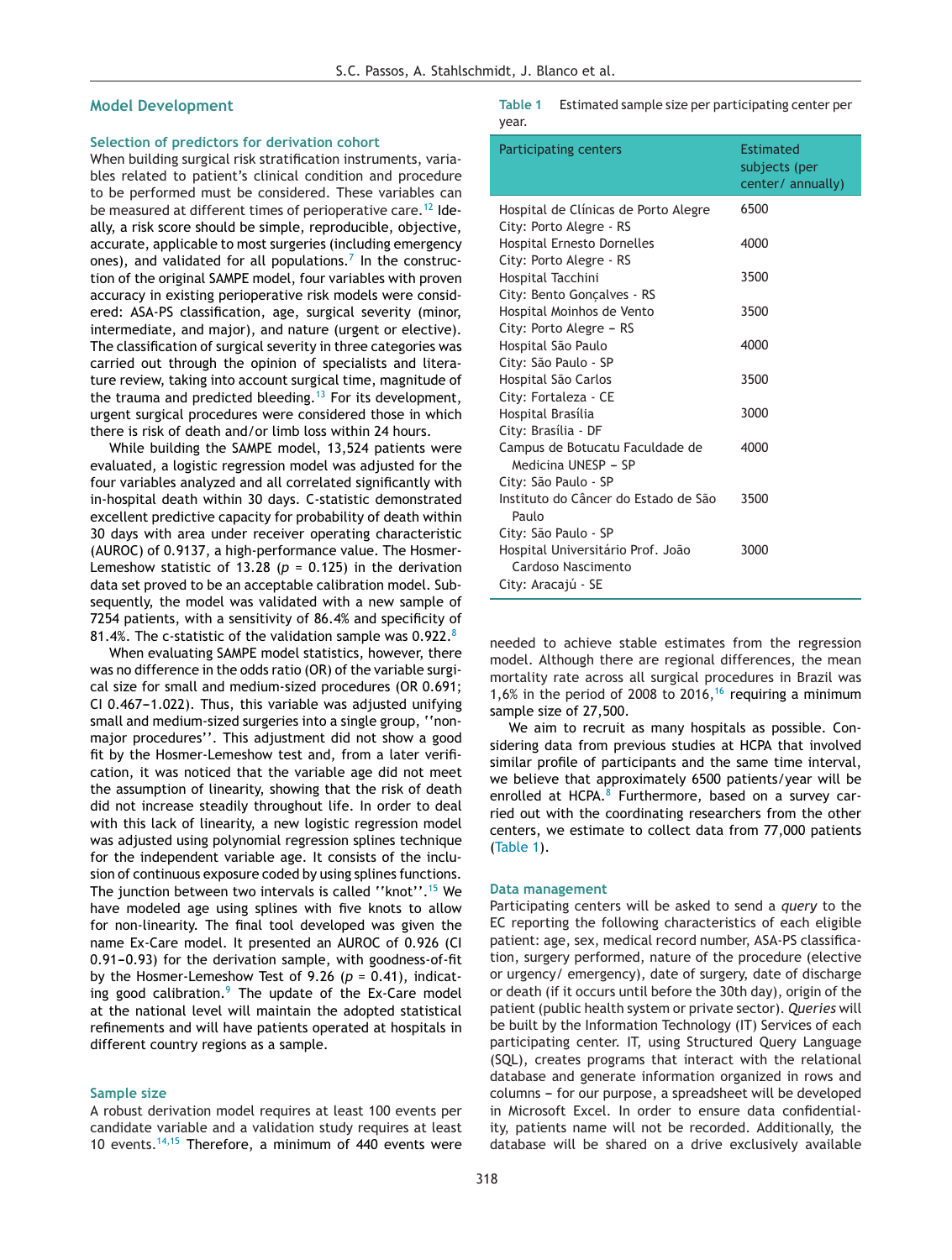## Model Development

### Selection of predictors for derivation cohort

When building surgical risk stratification instruments, variables related to patient's clinical condition and procedure to be performed must be considered. These variables can be measured at different times of perioperative care.[12] Ideally, a risk score should be simple, reproducible, objective, accurate, applicable to most surgeries (including emergency ones), and validated for all populations.[7] In the construction of the original SAMPE model, four variables with proven accuracy in existing perioperative risk models were considered: ASA-PS classification, age, surgical severity (minor, intermediate, and major), and nature (urgent or elective). The classification of surgical severity in three categories was carried out through the opinion of specialists and literature review, taking into account surgical time, magnitude of the trauma and predicted bleeding.[13] For its development, urgent surgical procedures were considered those in which there is risk of death and/or limb loss within 24 hours.

While building the SAMPE model, 13,524 patients were evaluated, a logistic regression model was adjusted for the four variables analyzed and all correlated significantly with in-hospital death within 30 days. C-statistic demonstrated excellent predictive capacity for probability of death within 30 days with area under receiver operating characteristic (AUROC) of 0.9137, a high-performance value. The Hosmer-Lemeshow statistic of 13.28 ($p$ = 0.125) in the derivation data set proved to be an acceptable calibration model. Subsequently, the model was validated with a new sample of 7254 patients, with a sensitivity of 86.4% and specificity of 81.4%. The c-statistic of the validation sample was 0.922.[8]

When evaluating SAMPE model statistics, however, there was no difference in the odds ratio (OR) of the variable surgical size for small and medium-sized procedures (OR 0.691; CI 0.467−1.022). Thus, this variable was adjusted unifying small and medium-sized surgeries into a single group, ''non-major procedures''. This adjustment did not show a good fit by the Hosmer-Lemeshow test and, from a later verification, it was noticed that the variable age did not meet the assumption of linearity, showing that the risk of death did not increase steadily throughout life. In order to deal with this lack of linearity, a new logistic regression model was adjusted using polynomial regression splines technique for the independent variable age. It consists of the inclusion of continuous exposure coded by using splines functions. The junction between two intervals is called ''knot''.[15] We have modeled age using splines with five knots to allow for non-linearity. The final tool developed was given the name Ex-Care model. It presented an AUROC of 0.926 (CI 0.91−0.93) for the derivation sample, with goodness-of-fit by the Hosmer-Lemeshow Test of 9.26 ($p$ = 0.41), indicating good calibration.[9] The update of the Ex-Care model at the national level will maintain the adopted statistical refinements and will have patients operated at hospitals in different country regions as a sample.

### Sample size

A robust derivation model requires at least 100 events per candidate variable and a validation study requires at least 10 events.[14,15] Therefore, a minimum of 440 events were needed to achieve stable estimates from the regression model. Although there are regional differences, the mean mortality rate across all surgical procedures in Brazil was 1,6% in the period of 2008 to 2016,[16] requiring a minimum sample size of 27,500.

We aim to recruit as many hospitals as possible. Considering data from previous studies at HCPA that involved similar profile of participants and the same time interval, we believe that approximately 6500 patients/year will be enrolled at HCPA.[8] Furthermore, based on a survey carried out with the coordinating researchers from the other centers, we estimate to collect data from 77,000 patients (Table 1).

**Table 1** Estimated sample size per participating center per year.

| Participating centers | Estimated subjects (per center/ annually) |
|---|---|
| Hospital de Clínicas de Porto Alegre<br>City: Porto Alegre - RS | 6500 |
| Hospital Ernesto Dornelles<br>City: Porto Alegre - RS | 4000 |
| Hospital Tacchini<br>City: Bento Gonçalves - RS | 3500 |
| Hospital Moinhos de Vento<br>City: Porto Alegre − RS | 3500 |
| Hospital São Paulo<br>City: São Paulo - SP | 4000 |
| Hospital São Carlos<br>City: Fortaleza - CE | 3500 |
| Hospital Brasília<br>City: Brasília - DF | 3000 |
| Campus de Botucatu Faculdade de Medicina UNESP − SP<br>City: São Paulo - SP | 4000 |
| Instituto do Câncer do Estado de São Paulo<br>City: São Paulo - SP | 3500 |
| Hospital Universitário Prof. João Cardoso Nascimento<br>City: Aracajú - SE | 3000 |

### Data management

Participating centers will be asked to send a *query* to the EC reporting the following characteristics of each eligible patient: age, sex, medical record number, ASA-PS classification, surgery performed, nature of the procedure (elective or urgency/ emergency), date of surgery, date of discharge or death (if it occurs until before the 30th day), origin of the patient (public health system or private sector). *Queries* will be built by the Information Technology (IT) Services of each participating center. IT, using Structured Query Language (SQL), creates programs that interact with the relational database and generate information organized in rows and columns − for our purpose, a spreadsheet will be developed in Microsoft Excel. In order to ensure data confidentiality, patients name will not be recorded. Additionally, the database will be shared on a drive exclusively available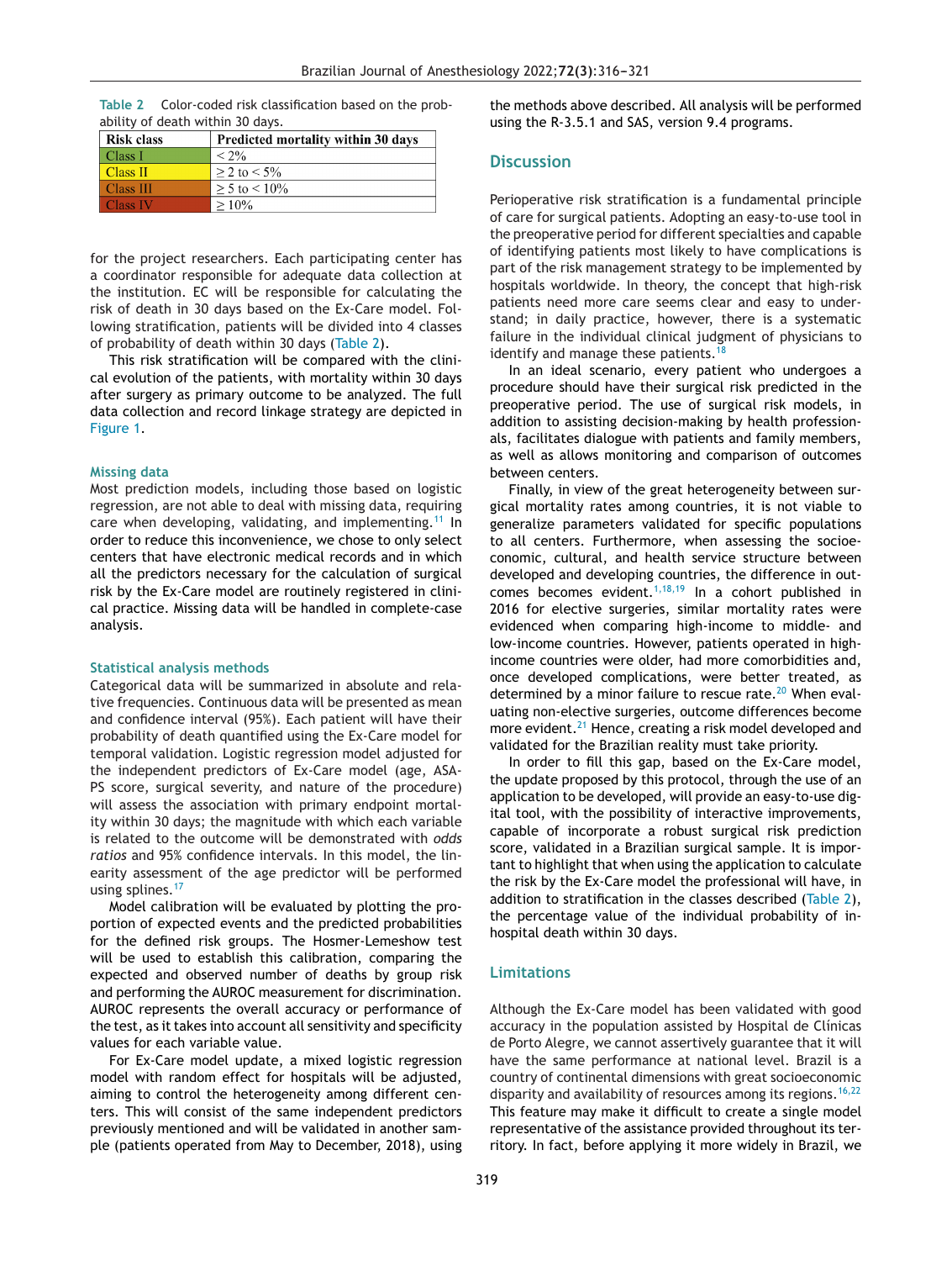Table 2 Color-coded risk classification based on the probability of death within 30 days.

| Risk class | Predicted mortality within 30 days |
|---|---|
| Class I | < 2% |
| Class II | ≥ 2 to < 5% |
| Class III | ≥ 5 to < 10% |
| Class IV | ≥ 10% |

for the project researchers. Each participating center has a coordinator responsible for adequate data collection at the institution. EC will be responsible for calculating the risk of death in 30 days based on the Ex-Care model. Following stratification, patients will be divided into 4 classes of probability of death within 30 days (Table 2).

This risk stratification will be compared with the clinical evolution of the patients, with mortality within 30 days after surgery as primary outcome to be analyzed. The full data collection and record linkage strategy are depicted in Figure 1.

### Missing data

Most prediction models, including those based on logistic regression, are not able to deal with missing data, requiring care when developing, validating, and implementing.[11] In order to reduce this inconvenience, we chose to only select centers that have electronic medical records and in which all the predictors necessary for the calculation of surgical risk by the Ex-Care model are routinely registered in clinical practice. Missing data will be handled in complete-case analysis.

### Statistical analysis methods

Categorical data will be summarized in absolute and relative frequencies. Continuous data will be presented as mean and confidence interval (95%). Each patient will have their probability of death quantified using the Ex-Care model for temporal validation. Logistic regression model adjusted for the independent predictors of Ex-Care model (age, ASA-PS score, surgical severity, and nature of the procedure) will assess the association with primary endpoint mortality within 30 days; the magnitude with which each variable is related to the outcome will be demonstrated with *odds ratios* and 95% confidence intervals. In this model, the linearity assessment of the age predictor will be performed using splines.[17]

Model calibration will be evaluated by plotting the proportion of expected events and the predicted probabilities for the defined risk groups. The Hosmer-Lemeshow test will be used to establish this calibration, comparing the expected and observed number of deaths by group risk and performing the AUROC measurement for discrimination. AUROC represents the overall accuracy or performance of the test, as it takes into account all sensitivity and specificity values for each variable value.

For Ex-Care model update, a mixed logistic regression model with random effect for hospitals will be adjusted, aiming to control the heterogeneity among different centers. This will consist of the same independent predictors previously mentioned and will be validated in another sample (patients operated from May to December, 2018), using the methods above described. All analysis will be performed using the R-3.5.1 and SAS, version 9.4 programs.

## Discussion

Perioperative risk stratification is a fundamental principle of care for surgical patients. Adopting an easy-to-use tool in the preoperative period for different specialties and capable of identifying patients most likely to have complications is part of the risk management strategy to be implemented by hospitals worldwide. In theory, the concept that high-risk patients need more care seems clear and easy to understand; in daily practice, however, there is a systematic failure in the individual clinical judgment of physicians to identify and manage these patients.[18]

In an ideal scenario, every patient who undergoes a procedure should have their surgical risk predicted in the preoperative period. The use of surgical risk models, in addition to assisting decision-making by health professionals, facilitates dialogue with patients and family members, as well as allows monitoring and comparison of outcomes between centers.

Finally, in view of the great heterogeneity between surgical mortality rates among countries, it is not viable to generalize parameters validated for specific populations to all centers. Furthermore, when assessing the socioeconomic, cultural, and health service structure between developed and developing countries, the difference in outcomes becomes evident.[1,18,19] In a cohort published in 2016 for elective surgeries, similar mortality rates were evidenced when comparing high-income to middle- and low-income countries. However, patients operated in high-income countries were older, had more comorbidities and, once developed complications, were better treated, as determined by a minor failure to rescue rate.[20] When evaluating non-elective surgeries, outcome differences become more evident.[21] Hence, creating a risk model developed and validated for the Brazilian reality must take priority.

In order to fill this gap, based on the Ex-Care model, the update proposed by this protocol, through the use of an application to be developed, will provide an easy-to-use digital tool, with the possibility of interactive improvements, capable of incorporate a robust surgical risk prediction score, validated in a Brazilian surgical sample. It is important to highlight that when using the application to calculate the risk by the Ex-Care model the professional will have, in addition to stratification in the classes described (Table 2), the percentage value of the individual probability of in-hospital death within 30 days.

## Limitations

Although the Ex-Care model has been validated with good accuracy in the population assisted by Hospital de Clínicas de Porto Alegre, we cannot assertively guarantee that it will have the same performance at national level. Brazil is a country of continental dimensions with great socioeconomic disparity and availability of resources among its regions.[16,22] This feature may make it difficult to create a single model representative of the assistance provided throughout its territory. In fact, before applying it more widely in Brazil, we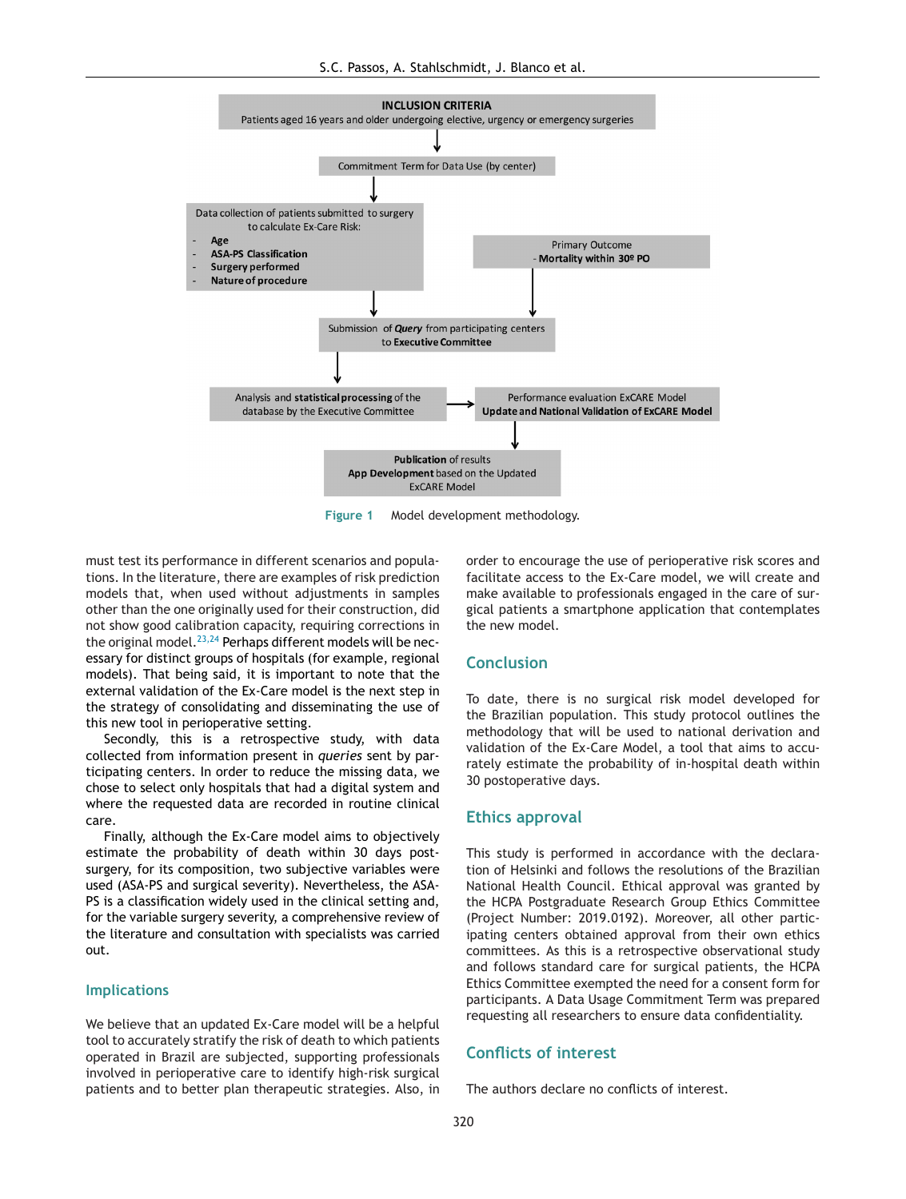**INCLUSION CRITERIA**
Patients aged 16 years and older undergoing elective, urgency or emergency surgeries

↓

Commitment Term for Data Use (by center)

↓

Data collection of patients submitted to surgery to calculate Ex-Care Risk:
- **Age**
- **ASA-PS Classification**
- **Surgery performed**
- **Nature of procedure**

Primary Outcome
- **Mortality within 30º PO**

↓

Submission of ***Query*** from participating centers to **Executive Committee**

↓

Analysis and **statistical processing** of the database by the Executive Committee → Performance evaluation ExCARE Model **Update and National Validation of ExCARE Model**

↓

**Publication** of results
**App Development** based on the Updated ExCARE Model

Figure 1 Model development methodology.

must test its performance in different scenarios and populations. In the literature, there are examples of risk prediction models that, when used without adjustments in samples other than the one originally used for their construction, did not show good calibration capacity, requiring corrections in the original model.[23,24] Perhaps different models will be necessary for distinct groups of hospitals (for example, regional models). That being said, it is important to note that the external validation of the Ex-Care model is the next step in the strategy of consolidating and disseminating the use of this new tool in perioperative setting.

Secondly, this is a retrospective study, with data collected from information present in *queries* sent by participating centers. In order to reduce the missing data, we chose to select only hospitals that had a digital system and where the requested data are recorded in routine clinical care.

Finally, although the Ex-Care model aims to objectively estimate the probability of death within 30 days post-surgery, for its composition, two subjective variables were used (ASA-PS and surgical severity). Nevertheless, the ASA-PS is a classification widely used in the clinical setting and, for the variable surgery severity, a comprehensive review of the literature and consultation with specialists was carried out.

## Implications

We believe that an updated Ex-Care model will be a helpful tool to accurately stratify the risk of death to which patients operated in Brazil are subjected, supporting professionals involved in perioperative care to identify high-risk surgical patients and to better plan therapeutic strategies. Also, in order to encourage the use of perioperative risk scores and facilitate access to the Ex-Care model, we will create and make available to professionals engaged in the care of surgical patients a smartphone application that contemplates the new model.

## Conclusion

To date, there is no surgical risk model developed for the Brazilian population. This study protocol outlines the methodology that will be used to national derivation and validation of the Ex-Care Model, a tool that aims to accurately estimate the probability of in-hospital death within 30 postoperative days.

## Ethics approval

This study is performed in accordance with the declaration of Helsinki and follows the resolutions of the Brazilian National Health Council. Ethical approval was granted by the HCPA Postgraduate Research Group Ethics Committee (Project Number: 2019.0192). Moreover, all other participating centers obtained approval from their own ethics committees. As this is a retrospective observational study and follows standard care for surgical patients, the HCPA Ethics Committee exempted the need for a consent form for participants. A Data Usage Commitment Term was prepared requesting all researchers to ensure data confidentiality.

## Conflicts of interest

The authors declare no conflicts of interest.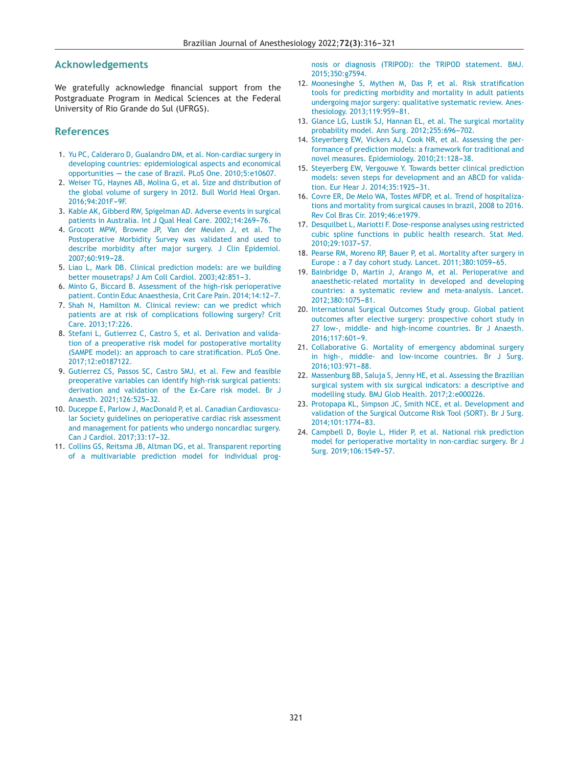## Acknowledgements

We gratefully acknowledge financial support from the Postgraduate Program in Medical Sciences at the Federal University of Rio Grande do Sul (UFRGS).

## References

1. Yu PC, Calderaro D, Gualandro DM, et al. Non-cardiac surgery in developing countries: epidemiological aspects and economical opportunities — the case of Brazil. PLoS One. 2010;5:e10607.
2. Weiser TG, Haynes AB, Molina G, et al. Size and distribution of the global volume of surgery in 2012. Bull World Heal Organ. 2016;94:201F–9F.
3. Kable AK, Gibberd RW, Spigelman AD. Adverse events in surgical patients in Australia. Int J Qual Heal Care. 2002;14:269–76.
4. Grocott MPW, Browne JP, Van der Meulen J, et al. The Postoperative Morbidity Survey was validated and used to describe morbidity after major surgery. J Clin Epidemiol. 2007;60:919–28.
5. Liao L, Mark DB. Clinical prediction models: are we building better mousetraps? J Am Coll Cardiol. 2003;42:851–3.
6. Minto G, Biccard B. Assessment of the high-risk perioperative patient. Contin Educ Anaesthesia, Crit Care Pain. 2014;14:12–7.
7. Shah N, Hamilton M. Clinical review: can we predict which patients are at risk of complications following surgery? Crit Care. 2013;17:226.
8. Stefani L, Gutierrez C, Castro S, et al. Derivation and validation of a preoperative risk model for postoperative mortality (SAMPE model): an approach to care stratification. PLoS One. 2017;12:e0187122.
9. Gutierrez CS, Passos SC, Castro SMJ, et al. Few and feasible preoperative variables can identify high-risk surgical patients: derivation and validation of the Ex-Care risk model. Br J Anaesth. 2021;126:525–32.
10. Duceppe E, Parlow J, MacDonald P, et al. Canadian Cardiovascular Society guidelines on perioperative cardiac risk assessment and management for patients who undergo noncardiac surgery. Can J Cardiol. 2017;33:17–32.
11. Collins GS, Reitsma JB, Altman DG, et al. Transparent reporting of a multivariable prediction model for individual prognosis or diagnosis (TRIPOD): the TRIPOD statement. BMJ. 2015;350:g7594.
12. Moonesinghe S, Mythen M, Das P, et al. Risk stratification tools for predicting morbidity and mortality in adult patients undergoing major surgery: qualitative systematic review. Anesthesiology. 2013;119:959–81.
13. Glance LG, Lustik SJ, Hannan EL, et al. The surgical mortality probability model. Ann Surg. 2012;255:696–702.
14. Steyerberg EW, Vickers AJ, Cook NR, et al. Assessing the performance of prediction models: a framework for traditional and novel measures. Epidemiology. 2010;21:128–38.
15. Steyerberg EW, Vergouwe Y. Towards better clinical prediction models: seven steps for development and an ABCD for validation. Eur Hear J. 2014;35:1925–31.
16. Covre ER, De Melo WA, Tostes MFDP, et al. Trend of hospitalizations and mortality from surgical causes in brazil, 2008 to 2016. Rev Col Bras Cir. 2019;46:e1979.
17. Desquilbet L, Mariotti F. Dose-response analyses using restricted cubic spline functions in public health research. Stat Med. 2010;29:1037–57.
18. Pearse RM, Moreno RP, Bauer P, et al. Mortality after surgery in Europe : a 7 day cohort study. Lancet. 2011;380:1059–65.
19. Bainbridge D, Martin J, Arango M, et al. Perioperative and anaesthetic-related mortality in developed and developing countries: a systematic review and meta-analysis. Lancet. 2012;380:1075–81.
20. International Surgical Outcomes Study group. Global patient outcomes after elective surgery: prospective cohort study in 27 low-, middle- and high-income countries. Br J Anaesth. 2016;117:601–9.
21. Collaborative G. Mortality of emergency abdominal surgery in high-, middle- and low-income countries. Br J Surg. 2016;103:971–88.
22. Massenburg BB, Saluja S, Jenny HE, et al. Assessing the Brazilian surgical system with six surgical indicators: a descriptive and modelling study. BMJ Glob Health. 2017;2:e000226.
23. Protopapa KL, Simpson JC, Smith NCE, et al. Development and validation of the Surgical Outcome Risk Tool (SORT). Br J Surg. 2014;101:1774–83.
24. Campbell D, Boyle L, Hider P, et al. National risk prediction model for perioperative mortality in non-cardiac surgery. Br J Surg. 2019;106:1549–57.